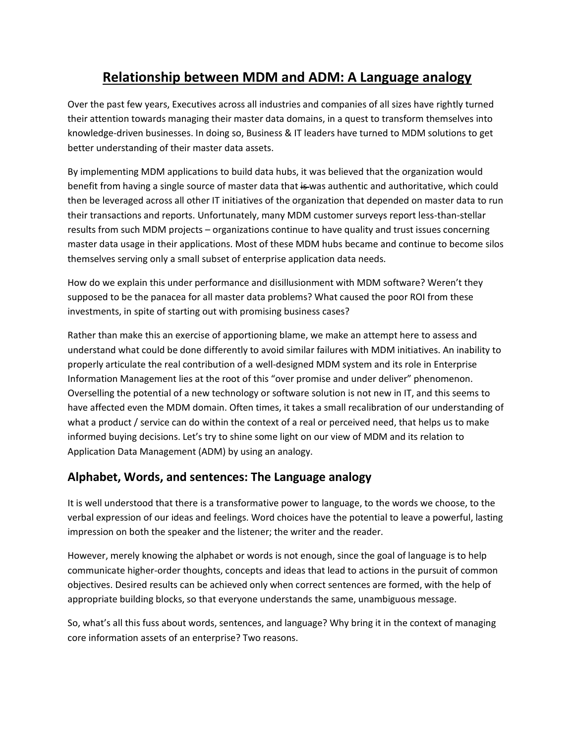# Relationship between MDM and ADM: A Language analogy

Over the past few years, Executives across all industries and companies of all sizes have rightly turned their attention towards managing their master data domains, in a quest to transform themselves into knowledge-driven businesses. In doing so, Business & IT leaders have turned to MDM solutions to get better understanding of their master data assets.

By implementing MDM applications to build data hubs, it was believed that the organization would benefit from having a single source of master data that ~~is~~ was authentic and authoritative, which could then be leveraged across all other IT initiatives of the organization that depended on master data to run their transactions and reports. Unfortunately, many MDM customer surveys report less-than-stellar results from such MDM projects – organizations continue to have quality and trust issues concerning master data usage in their applications. Most of these MDM hubs became and continue to become silos themselves serving only a small subset of enterprise application data needs.

How do we explain this under performance and disillusionment with MDM software? Weren't they supposed to be the panacea for all master data problems? What caused the poor ROI from these investments, in spite of starting out with promising business cases?

Rather than make this an exercise of apportioning blame, we make an attempt here to assess and understand what could be done differently to avoid similar failures with MDM initiatives. An inability to properly articulate the real contribution of a well-designed MDM system and its role in Enterprise Information Management lies at the root of this "over promise and under deliver" phenomenon. Overselling the potential of a new technology or software solution is not new in IT, and this seems to have affected even the MDM domain. Often times, it takes a small recalibration of our understanding of what a product / service can do within the context of a real or perceived need, that helps us to make informed buying decisions. Let's try to shine some light on our view of MDM and its relation to Application Data Management (ADM) by using an analogy.

## Alphabet, Words, and sentences: The Language analogy

It is well understood that there is a transformative power to language, to the words we choose, to the verbal expression of our ideas and feelings. Word choices have the potential to leave a powerful, lasting impression on both the speaker and the listener; the writer and the reader.

However, merely knowing the alphabet or words is not enough, since the goal of language is to help communicate higher-order thoughts, concepts and ideas that lead to actions in the pursuit of common objectives. Desired results can be achieved only when correct sentences are formed, with the help of appropriate building blocks, so that everyone understands the same, unambiguous message.

So, what's all this fuss about words, sentences, and language? Why bring it in the context of managing core information assets of an enterprise? Two reasons.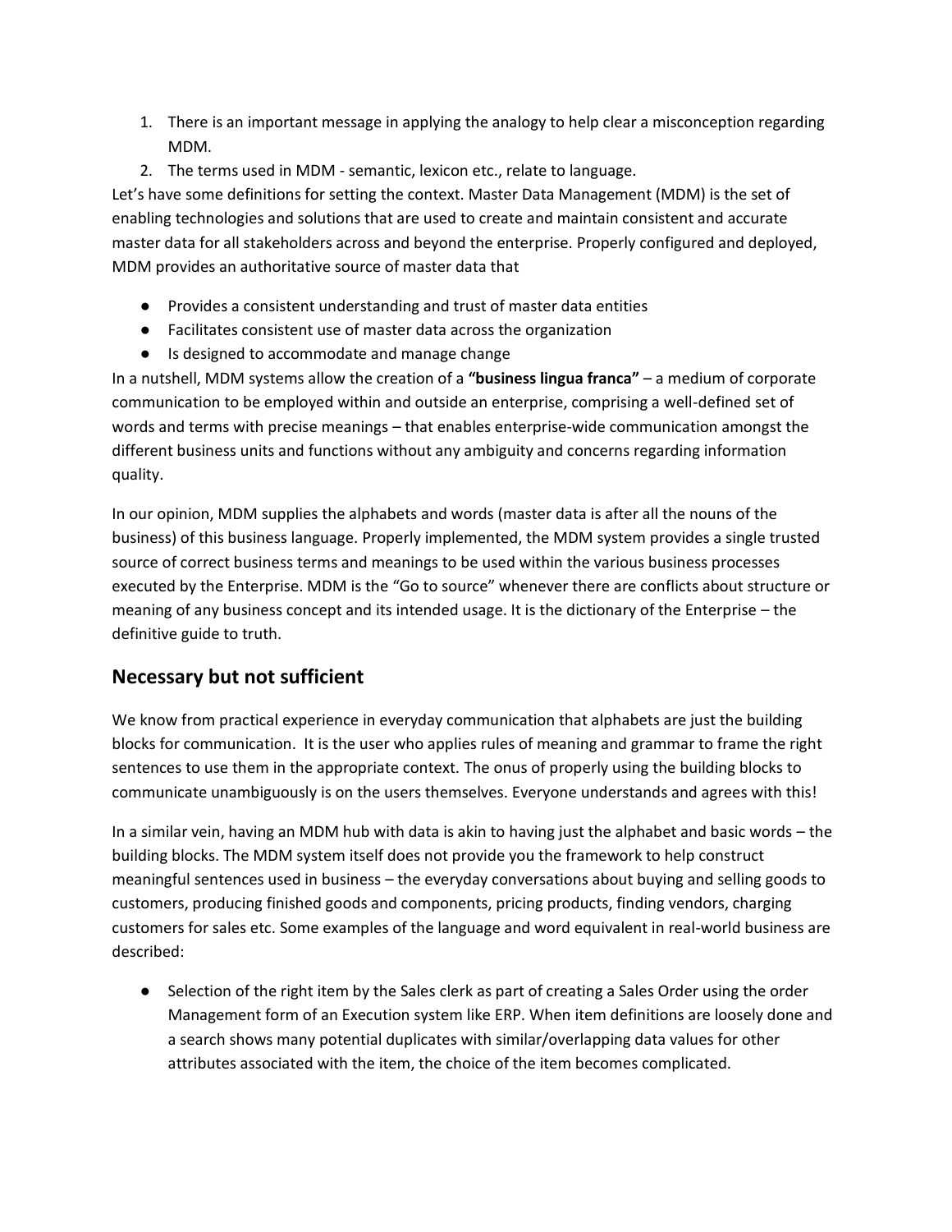1. There is an important message in applying the analogy to help clear a misconception regarding MDM.
2. The terms used in MDM - semantic, lexicon etc., relate to language.

Let's have some definitions for setting the context. Master Data Management (MDM) is the set of enabling technologies and solutions that are used to create and maintain consistent and accurate master data for all stakeholders across and beyond the enterprise. Properly configured and deployed, MDM provides an authoritative source of master data that

- Provides a consistent understanding and trust of master data entities
- Facilitates consistent use of master data across the organization
- Is designed to accommodate and manage change

In a nutshell, MDM systems allow the creation of a **"business lingua franca"** – a medium of corporate communication to be employed within and outside an enterprise, comprising a well-defined set of words and terms with precise meanings – that enables enterprise-wide communication amongst the different business units and functions without any ambiguity and concerns regarding information quality.

In our opinion, MDM supplies the alphabets and words (master data is after all the nouns of the business) of this business language. Properly implemented, the MDM system provides a single trusted source of correct business terms and meanings to be used within the various business processes executed by the Enterprise. MDM is the "Go to source" whenever there are conflicts about structure or meaning of any business concept and its intended usage. It is the dictionary of the Enterprise – the definitive guide to truth.

## Necessary but not sufficient

We know from practical experience in everyday communication that alphabets are just the building blocks for communication. It is the user who applies rules of meaning and grammar to frame the right sentences to use them in the appropriate context. The onus of properly using the building blocks to communicate unambiguously is on the users themselves. Everyone understands and agrees with this!

In a similar vein, having an MDM hub with data is akin to having just the alphabet and basic words – the building blocks. The MDM system itself does not provide you the framework to help construct meaningful sentences used in business – the everyday conversations about buying and selling goods to customers, producing finished goods and components, pricing products, finding vendors, charging customers for sales etc. Some examples of the language and word equivalent in real-world business are described:

- Selection of the right item by the Sales clerk as part of creating a Sales Order using the order Management form of an Execution system like ERP. When item definitions are loosely done and a search shows many potential duplicates with similar/overlapping data values for other attributes associated with the item, the choice of the item becomes complicated.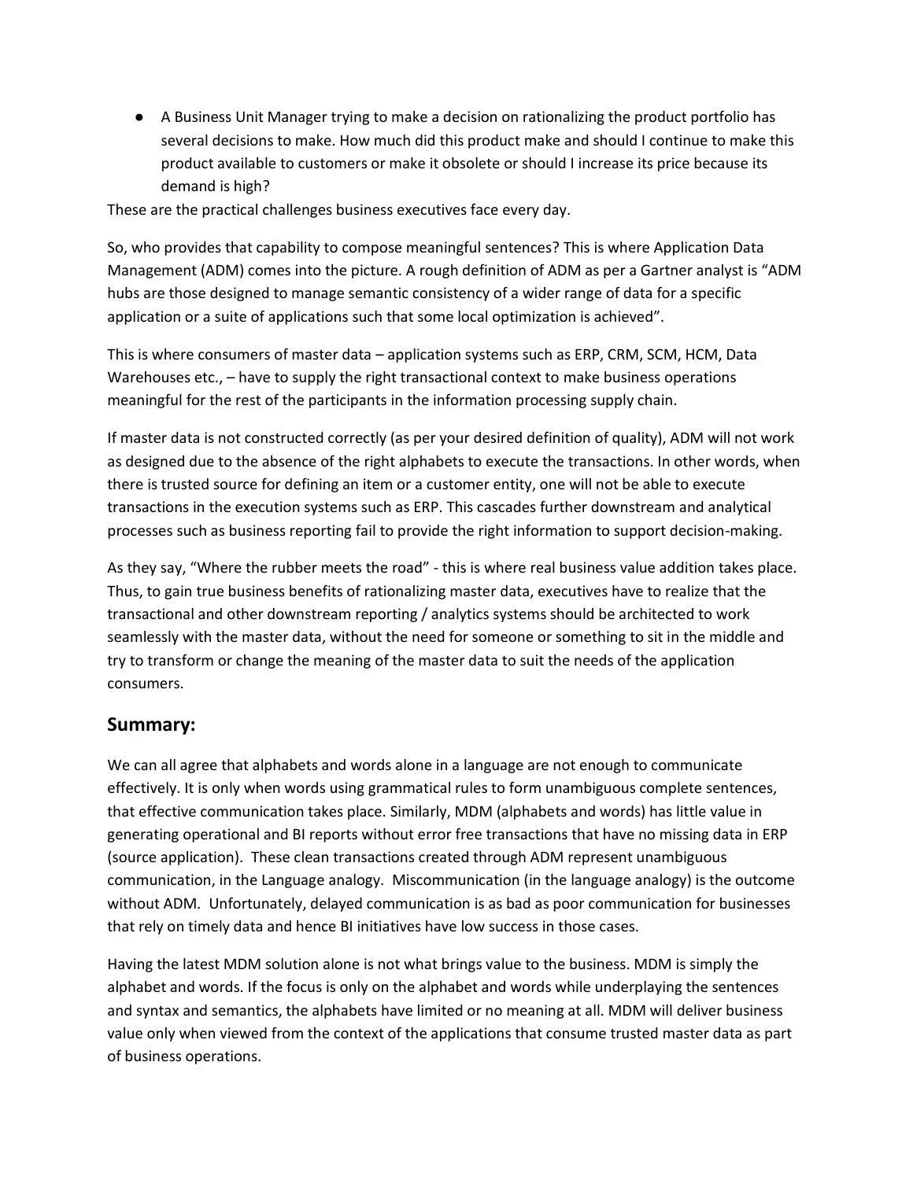- A Business Unit Manager trying to make a decision on rationalizing the product portfolio has several decisions to make. How much did this product make and should I continue to make this product available to customers or make it obsolete or should I increase its price because its demand is high?

These are the practical challenges business executives face every day.

So, who provides that capability to compose meaningful sentences? This is where Application Data Management (ADM) comes into the picture. A rough definition of ADM as per a Gartner analyst is "ADM hubs are those designed to manage semantic consistency of a wider range of data for a specific application or a suite of applications such that some local optimization is achieved".

This is where consumers of master data – application systems such as ERP, CRM, SCM, HCM, Data Warehouses etc., – have to supply the right transactional context to make business operations meaningful for the rest of the participants in the information processing supply chain.

If master data is not constructed correctly (as per your desired definition of quality), ADM will not work as designed due to the absence of the right alphabets to execute the transactions. In other words, when there is trusted source for defining an item or a customer entity, one will not be able to execute transactions in the execution systems such as ERP. This cascades further downstream and analytical processes such as business reporting fail to provide the right information to support decision-making.

As they say, "Where the rubber meets the road" - this is where real business value addition takes place. Thus, to gain true business benefits of rationalizing master data, executives have to realize that the transactional and other downstream reporting / analytics systems should be architected to work seamlessly with the master data, without the need for someone or something to sit in the middle and try to transform or change the meaning of the master data to suit the needs of the application consumers.

## Summary:

We can all agree that alphabets and words alone in a language are not enough to communicate effectively. It is only when words using grammatical rules to form unambiguous complete sentences, that effective communication takes place. Similarly, MDM (alphabets and words) has little value in generating operational and BI reports without error free transactions that have no missing data in ERP (source application). These clean transactions created through ADM represent unambiguous communication, in the Language analogy. Miscommunication (in the language analogy) is the outcome without ADM. Unfortunately, delayed communication is as bad as poor communication for businesses that rely on timely data and hence BI initiatives have low success in those cases.

Having the latest MDM solution alone is not what brings value to the business. MDM is simply the alphabet and words. If the focus is only on the alphabet and words while underplaying the sentences and syntax and semantics, the alphabets have limited or no meaning at all. MDM will deliver business value only when viewed from the context of the applications that consume trusted master data as part of business operations.